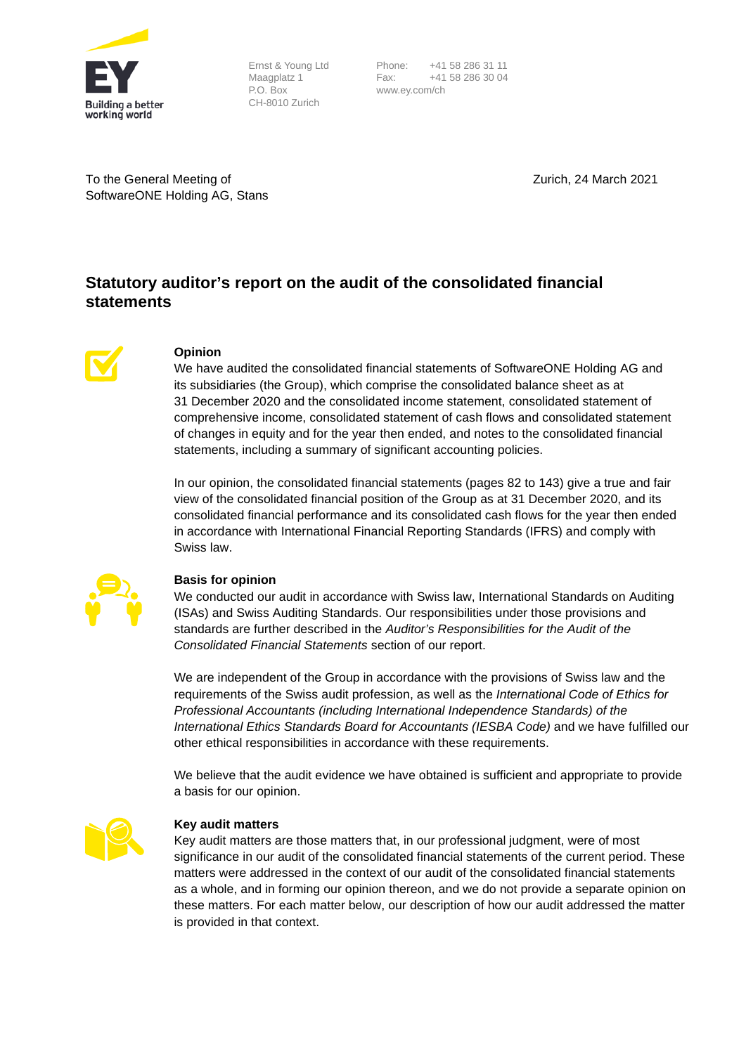Ernst & Young Ltd
Maagplatz 1
P.O. Box
CH-8010 Zurich

Phone: +41 58 286 31 11
Fax: +41 58 286 30 04
www.ey.com/ch

To the General Meeting of
SoftwareONE Holding AG, Stans

Zurich, 24 March 2021

# Statutory auditor's report on the audit of the consolidated financial statements

## Opinion

We have audited the consolidated financial statements of SoftwareONE Holding AG and its subsidiaries (the Group), which comprise the consolidated balance sheet as at 31 December 2020 and the consolidated income statement, consolidated statement of comprehensive income, consolidated statement of cash flows and consolidated statement of changes in equity and for the year then ended, and notes to the consolidated financial statements, including a summary of significant accounting policies.

In our opinion, the consolidated financial statements (pages 82 to 143) give a true and fair view of the consolidated financial position of the Group as at 31 December 2020, and its consolidated financial performance and its consolidated cash flows for the year then ended in accordance with International Financial Reporting Standards (IFRS) and comply with Swiss law.

## Basis for opinion

We conducted our audit in accordance with Swiss law, International Standards on Auditing (ISAs) and Swiss Auditing Standards. Our responsibilities under those provisions and standards are further described in the *Auditor's Responsibilities for the Audit of the Consolidated Financial Statements* section of our report.

We are independent of the Group in accordance with the provisions of Swiss law and the requirements of the Swiss audit profession, as well as the *International Code of Ethics for Professional Accountants (including International Independence Standards) of the International Ethics Standards Board for Accountants (IESBA Code)* and we have fulfilled our other ethical responsibilities in accordance with these requirements.

We believe that the audit evidence we have obtained is sufficient and appropriate to provide a basis for our opinion.

## Key audit matters

Key audit matters are those matters that, in our professional judgment, were of most significance in our audit of the consolidated financial statements of the current period. These matters were addressed in the context of our audit of the consolidated financial statements as a whole, and in forming our opinion thereon, and we do not provide a separate opinion on these matters. For each matter below, our description of how our audit addressed the matter is provided in that context.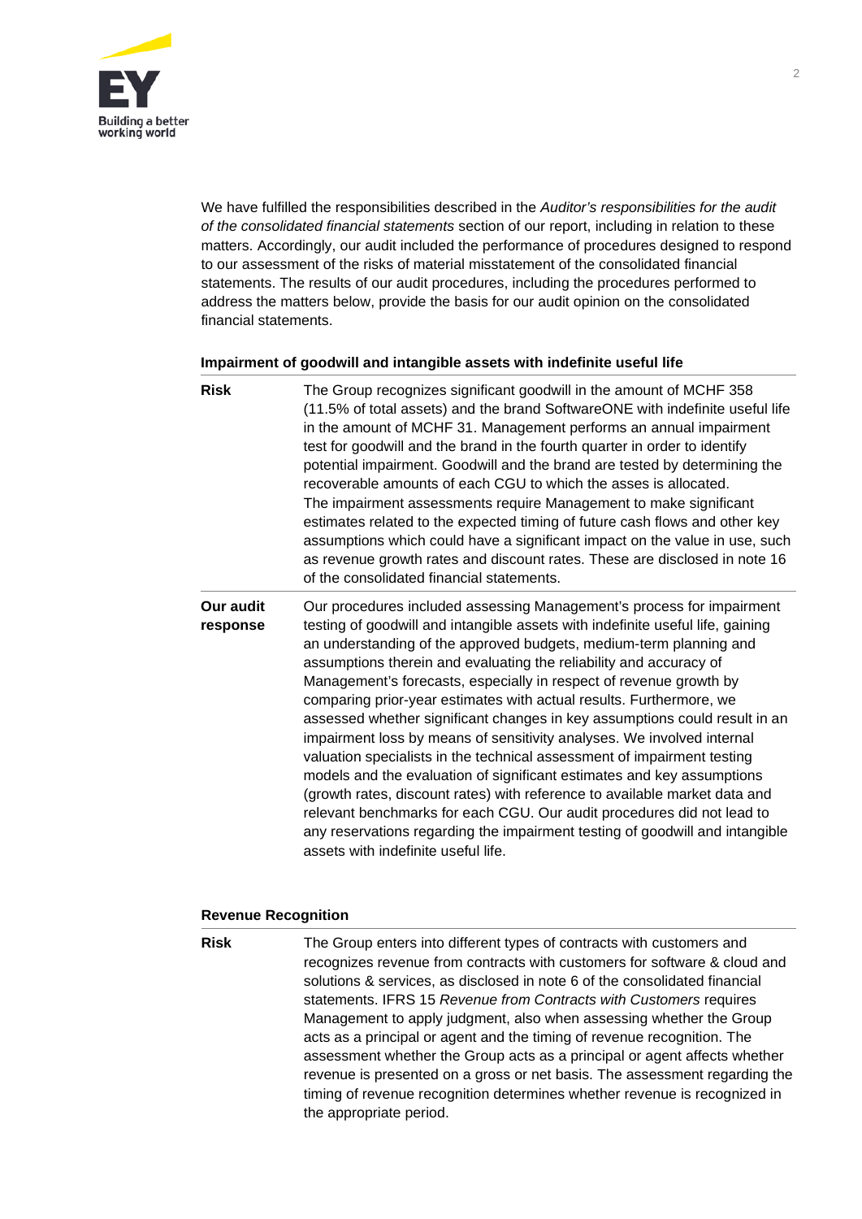We have fulfilled the responsibilities described in the *Auditor's responsibilities for the audit of the consolidated financial statements* section of our report, including in relation to these matters. Accordingly, our audit included the performance of procedures designed to respond to our assessment of the risks of material misstatement of the consolidated financial statements. The results of our audit procedures, including the procedures performed to address the matters below, provide the basis for our audit opinion on the consolidated financial statements.

**Impairment of goodwill and intangible assets with indefinite useful life**

| | |
|---|---|
| **Risk** | The Group recognizes significant goodwill in the amount of MCHF 358 (11.5% of total assets) and the brand SoftwareONE with indefinite useful life in the amount of MCHF 31. Management performs an annual impairment test for goodwill and the brand in the fourth quarter in order to identify potential impairment. Goodwill and the brand are tested by determining the recoverable amounts of each CGU to which the asses is allocated. The impairment assessments require Management to make significant estimates related to the expected timing of future cash flows and other key assumptions which could have a significant impact on the value in use, such as revenue growth rates and discount rates. These are disclosed in note 16 of the consolidated financial statements. |
| **Our audit response** | Our procedures included assessing Management's process for impairment testing of goodwill and intangible assets with indefinite useful life, gaining an understanding of the approved budgets, medium-term planning and assumptions therein and evaluating the reliability and accuracy of Management's forecasts, especially in respect of revenue growth by comparing prior-year estimates with actual results. Furthermore, we assessed whether significant changes in key assumptions could result in an impairment loss by means of sensitivity analyses. We involved internal valuation specialists in the technical assessment of impairment testing models and the evaluation of significant estimates and key assumptions (growth rates, discount rates) with reference to available market data and relevant benchmarks for each CGU. Our audit procedures did not lead to any reservations regarding the impairment testing of goodwill and intangible assets with indefinite useful life. |

**Revenue Recognition**

| | |
|---|---|
| **Risk** | The Group enters into different types of contracts with customers and recognizes revenue from contracts with customers for software & cloud and solutions & services, as disclosed in note 6 of the consolidated financial statements. IFRS 15 *Revenue from Contracts with Customers* requires Management to apply judgment, also when assessing whether the Group acts as a principal or agent and the timing of revenue recognition. The assessment whether the Group acts as a principal or agent affects whether revenue is presented on a gross or net basis. The assessment regarding the timing of revenue recognition determines whether revenue is recognized in the appropriate period. |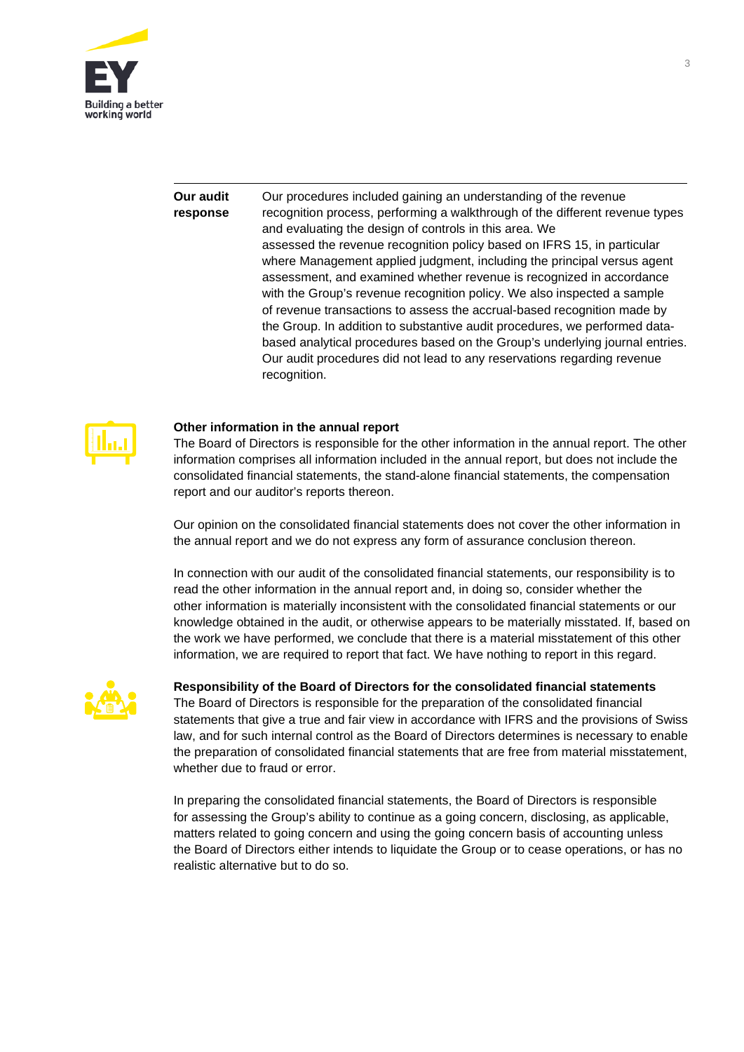| | |
|---|---|
| **Our audit response** | Our procedures included gaining an understanding of the revenue recognition process, performing a walkthrough of the different revenue types and evaluating the design of controls in this area. We assessed the revenue recognition policy based on IFRS 15, in particular where Management applied judgment, including the principal versus agent assessment, and examined whether revenue is recognized in accordance with the Group's revenue recognition policy. We also inspected a sample of revenue transactions to assess the accrual-based recognition made by the Group. In addition to substantive audit procedures, we performed data-based analytical procedures based on the Group's underlying journal entries. Our audit procedures did not lead to any reservations regarding revenue recognition. |

**Other information in the annual report**

The Board of Directors is responsible for the other information in the annual report. The other information comprises all information included in the annual report, but does not include the consolidated financial statements, the stand-alone financial statements, the compensation report and our auditor's reports thereon.

Our opinion on the consolidated financial statements does not cover the other information in the annual report and we do not express any form of assurance conclusion thereon.

In connection with our audit of the consolidated financial statements, our responsibility is to read the other information in the annual report and, in doing so, consider whether the other information is materially inconsistent with the consolidated financial statements or our knowledge obtained in the audit, or otherwise appears to be materially misstated. If, based on the work we have performed, we conclude that there is a material misstatement of this other information, we are required to report that fact. We have nothing to report in this regard.

**Responsibility of the Board of Directors for the consolidated financial statements**

The Board of Directors is responsible for the preparation of the consolidated financial statements that give a true and fair view in accordance with IFRS and the provisions of Swiss law, and for such internal control as the Board of Directors determines is necessary to enable the preparation of consolidated financial statements that are free from material misstatement, whether due to fraud or error.

In preparing the consolidated financial statements, the Board of Directors is responsible for assessing the Group's ability to continue as a going concern, disclosing, as applicable, matters related to going concern and using the going concern basis of accounting unless the Board of Directors either intends to liquidate the Group or to cease operations, or has no realistic alternative but to do so.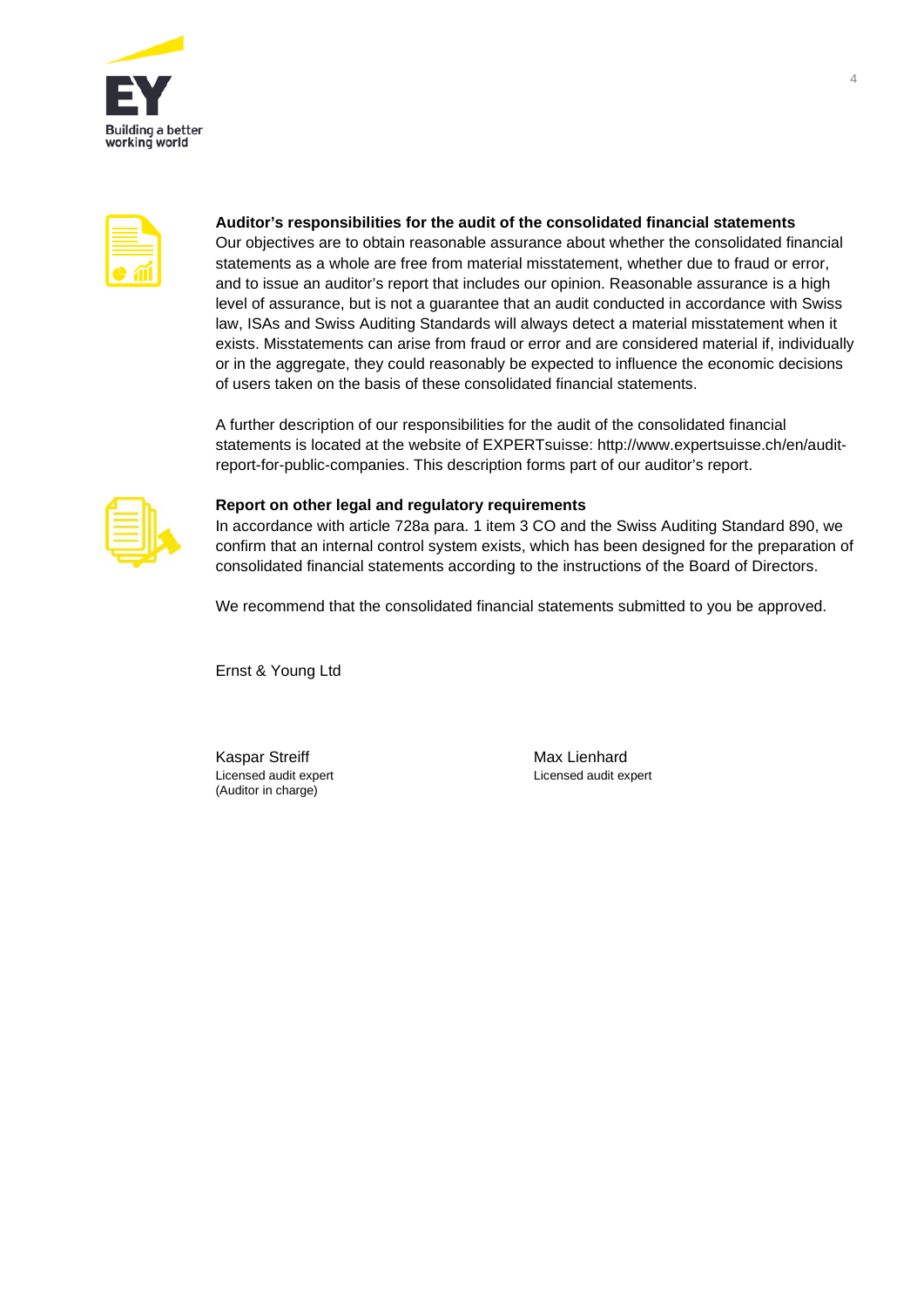**Auditor's responsibilities for the audit of the consolidated financial statements**

Our objectives are to obtain reasonable assurance about whether the consolidated financial statements as a whole are free from material misstatement, whether due to fraud or error, and to issue an auditor's report that includes our opinion. Reasonable assurance is a high level of assurance, but is not a guarantee that an audit conducted in accordance with Swiss law, ISAs and Swiss Auditing Standards will always detect a material misstatement when it exists. Misstatements can arise from fraud or error and are considered material if, individually or in the aggregate, they could reasonably be expected to influence the economic decisions of users taken on the basis of these consolidated financial statements.

A further description of our responsibilities for the audit of the consolidated financial statements is located at the website of EXPERTsuisse: http://www.expertsuisse.ch/en/audit-report-for-public-companies. This description forms part of our auditor's report.

**Report on other legal and regulatory requirements**

In accordance with article 728a para. 1 item 3 CO and the Swiss Auditing Standard 890, we confirm that an internal control system exists, which has been designed for the preparation of consolidated financial statements according to the instructions of the Board of Directors.

We recommend that the consolidated financial statements submitted to you be approved.

Ernst & Young Ltd

| | |
|---|---|
| Kaspar Streiff<br>Licensed audit expert<br>(Auditor in charge) | Max Lienhard<br>Licensed audit expert |